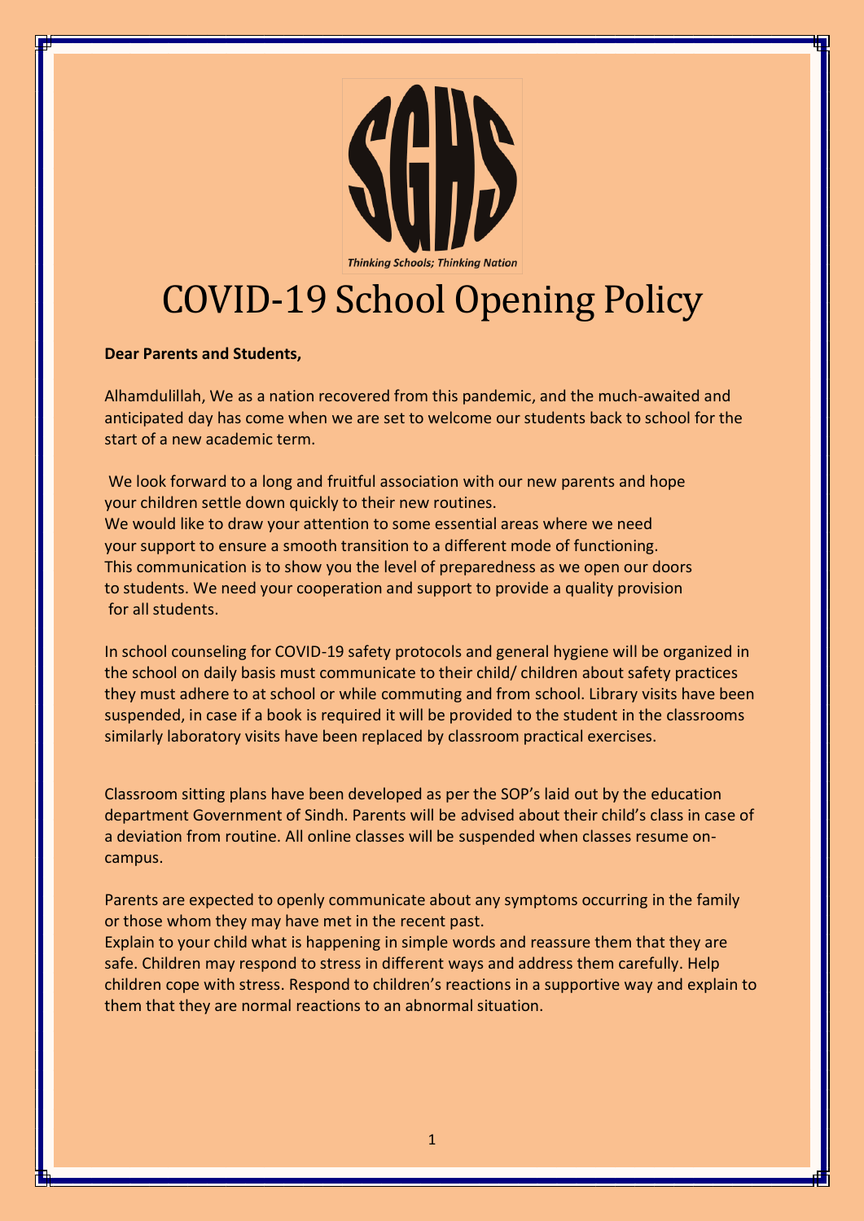SGHS

*Thinking Schools; Thinking Nation*

# COVID-19 School Opening Policy

**Dear Parents and Students,**

Alhamdulillah, We as a nation recovered from this pandemic, and the much-awaited and anticipated day has come when we are set to welcome our students back to school for the start of a new academic term.

We look forward to a long and fruitful association with our new parents and hope your children settle down quickly to their new routines.
We would like to draw your attention to some essential areas where we need your support to ensure a smooth transition to a different mode of functioning. This communication is to show you the level of preparedness as we open our doors to students. We need your cooperation and support to provide a quality provision for all students.

In school counseling for COVID-19 safety protocols and general hygiene will be organized in the school on daily basis must communicate to their child/ children about safety practices they must adhere to at school or while commuting and from school. Library visits have been suspended, in case if a book is required it will be provided to the student in the classrooms similarly laboratory visits have been replaced by classroom practical exercises.

Classroom sitting plans have been developed as per the SOP's laid out by the education department Government of Sindh. Parents will be advised about their child's class in case of a deviation from routine. All online classes will be suspended when classes resume on-campus.

Parents are expected to openly communicate about any symptoms occurring in the family or those whom they may have met in the recent past.
Explain to your child what is happening in simple words and reassure them that they are safe. Children may respond to stress in different ways and address them carefully. Help children cope with stress. Respond to children's reactions in a supportive way and explain to them that they are normal reactions to an abnormal situation.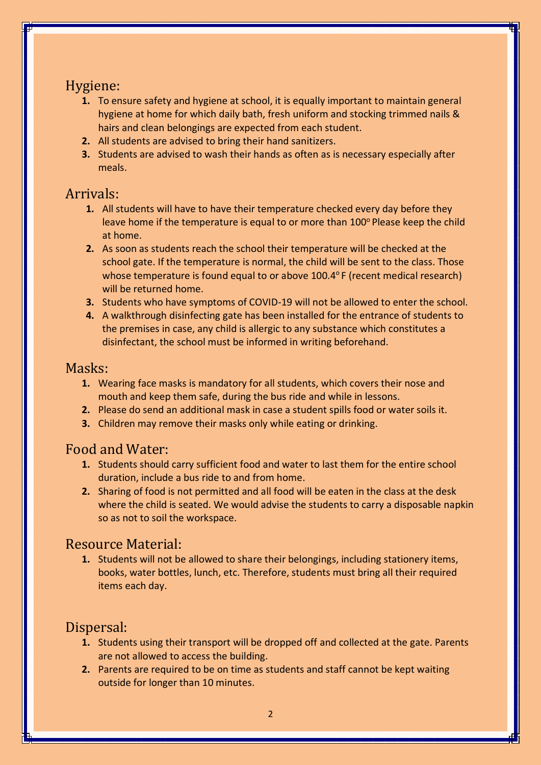## Hygiene:

1. To ensure safety and hygiene at school, it is equally important to maintain general hygiene at home for which daily bath, fresh uniform and stocking trimmed nails & hairs and clean belongings are expected from each student.
2. All students are advised to bring their hand sanitizers.
3. Students are advised to wash their hands as often as is necessary especially after meals.

## Arrivals:

1. All students will have to have their temperature checked every day before they leave home if the temperature is equal to or more than 100$^o$ Please keep the child at home.
2. As soon as students reach the school their temperature will be checked at the school gate. If the temperature is normal, the child will be sent to the class. Those whose temperature is found equal to or above 100.4$^o$ F (recent medical research) will be returned home.
3. Students who have symptoms of COVID-19 will not be allowed to enter the school.
4. A walkthrough disinfecting gate has been installed for the entrance of students to the premises in case, any child is allergic to any substance which constitutes a disinfectant, the school must be informed in writing beforehand.

## Masks:

1. Wearing face masks is mandatory for all students, which covers their nose and mouth and keep them safe, during the bus ride and while in lessons.
2. Please do send an additional mask in case a student spills food or water soils it.
3. Children may remove their masks only while eating or drinking.

## Food and Water:

1. Students should carry sufficient food and water to last them for the entire school duration, include a bus ride to and from home.
2. Sharing of food is not permitted and all food will be eaten in the class at the desk where the child is seated. We would advise the students to carry a disposable napkin so as not to soil the workspace.

## Resource Material:

1. Students will not be allowed to share their belongings, including stationery items, books, water bottles, lunch, etc. Therefore, students must bring all their required items each day.

## Dispersal:

1. Students using their transport will be dropped off and collected at the gate. Parents are not allowed to access the building.
2. Parents are required to be on time as students and staff cannot be kept waiting outside for longer than 10 minutes.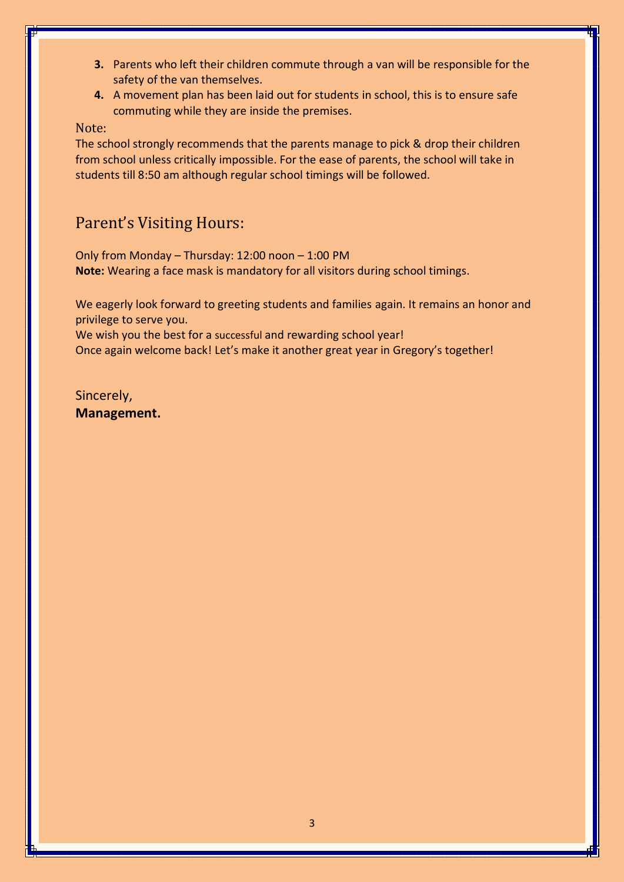3. Parents who left their children commute through a van will be responsible for the safety of the van themselves.
4. A movement plan has been laid out for students in school, this is to ensure safe commuting while they are inside the premises.

Note:

The school strongly recommends that the parents manage to pick & drop their children from school unless critically impossible. For the ease of parents, the school will take in students till 8:50 am although regular school timings will be followed.

## Parent's Visiting Hours:

Only from Monday – Thursday: 12:00 noon – 1:00 PM
**Note:** Wearing a face mask is mandatory for all visitors during school timings.

We eagerly look forward to greeting students and families again. It remains an honor and privilege to serve you.
We wish you the best for a successful and rewarding school year!
Once again welcome back! Let's make it another great year in Gregory's together!

Sincerely,
**Management.**